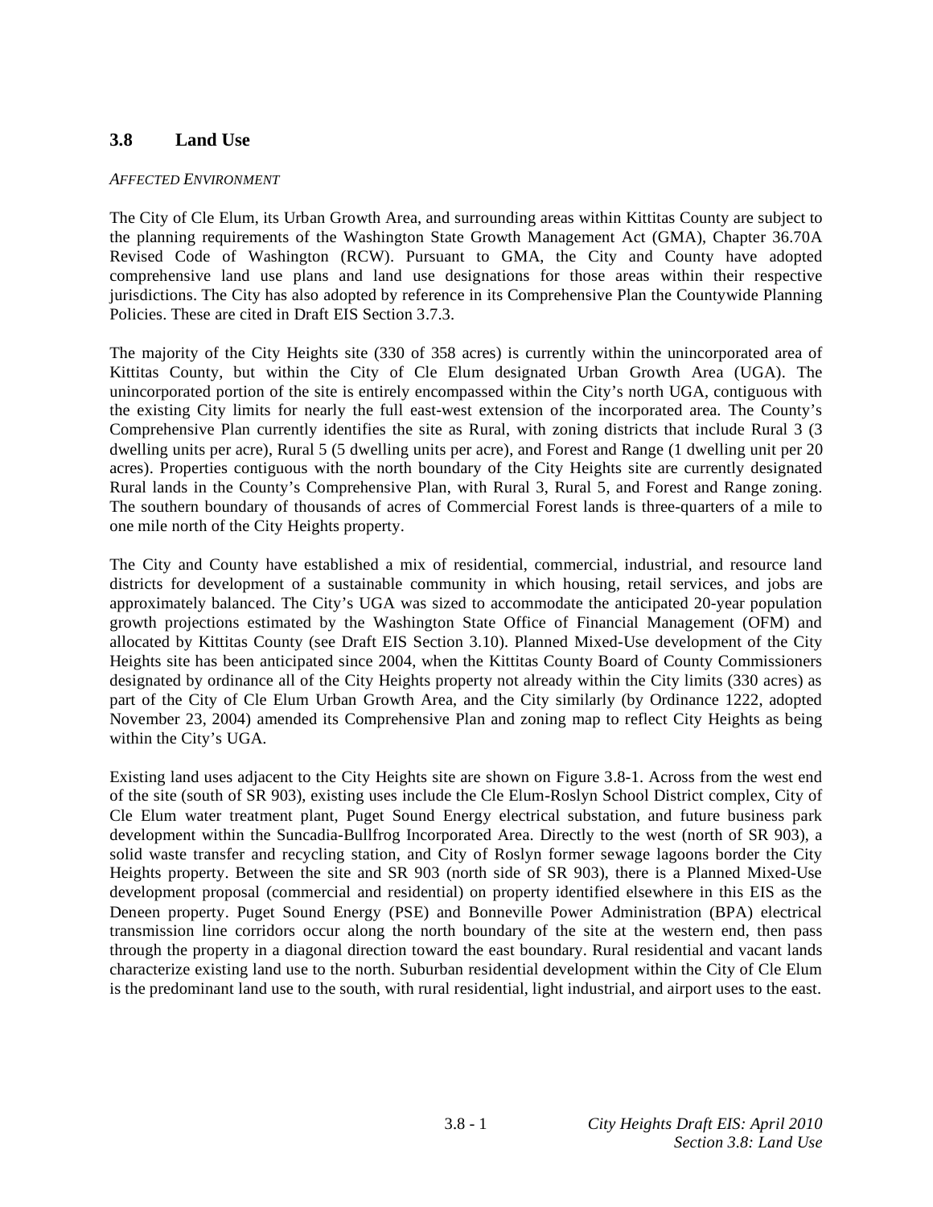## 3.8 Land Use

*AFFECTED ENVIRONMENT*

The City of Cle Elum, its Urban Growth Area, and surrounding areas within Kittitas County are subject to the planning requirements of the Washington State Growth Management Act (GMA), Chapter 36.70A Revised Code of Washington (RCW). Pursuant to GMA, the City and County have adopted comprehensive land use plans and land use designations for those areas within their respective jurisdictions. The City has also adopted by reference in its Comprehensive Plan the Countywide Planning Policies. These are cited in Draft EIS Section 3.7.3.

The majority of the City Heights site (330 of 358 acres) is currently within the unincorporated area of Kittitas County, but within the City of Cle Elum designated Urban Growth Area (UGA). The unincorporated portion of the site is entirely encompassed within the City's north UGA, contiguous with the existing City limits for nearly the full east-west extension of the incorporated area. The County's Comprehensive Plan currently identifies the site as Rural, with zoning districts that include Rural 3 (3 dwelling units per acre), Rural 5 (5 dwelling units per acre), and Forest and Range (1 dwelling unit per 20 acres). Properties contiguous with the north boundary of the City Heights site are currently designated Rural lands in the County's Comprehensive Plan, with Rural 3, Rural 5, and Forest and Range zoning. The southern boundary of thousands of acres of Commercial Forest lands is three-quarters of a mile to one mile north of the City Heights property.

The City and County have established a mix of residential, commercial, industrial, and resource land districts for development of a sustainable community in which housing, retail services, and jobs are approximately balanced. The City's UGA was sized to accommodate the anticipated 20-year population growth projections estimated by the Washington State Office of Financial Management (OFM) and allocated by Kittitas County (see Draft EIS Section 3.10). Planned Mixed-Use development of the City Heights site has been anticipated since 2004, when the Kittitas County Board of County Commissioners designated by ordinance all of the City Heights property not already within the City limits (330 acres) as part of the City of Cle Elum Urban Growth Area, and the City similarly (by Ordinance 1222, adopted November 23, 2004) amended its Comprehensive Plan and zoning map to reflect City Heights as being within the City's UGA.

Existing land uses adjacent to the City Heights site are shown on Figure 3.8-1. Across from the west end of the site (south of SR 903), existing uses include the Cle Elum-Roslyn School District complex, City of Cle Elum water treatment plant, Puget Sound Energy electrical substation, and future business park development within the Suncadia-Bullfrog Incorporated Area. Directly to the west (north of SR 903), a solid waste transfer and recycling station, and City of Roslyn former sewage lagoons border the City Heights property. Between the site and SR 903 (north side of SR 903), there is a Planned Mixed-Use development proposal (commercial and residential) on property identified elsewhere in this EIS as the Deneen property. Puget Sound Energy (PSE) and Bonneville Power Administration (BPA) electrical transmission line corridors occur along the north boundary of the site at the western end, then pass through the property in a diagonal direction toward the east boundary. Rural residential and vacant lands characterize existing land use to the north. Suburban residential development within the City of Cle Elum is the predominant land use to the south, with rural residential, light industrial, and airport uses to the east.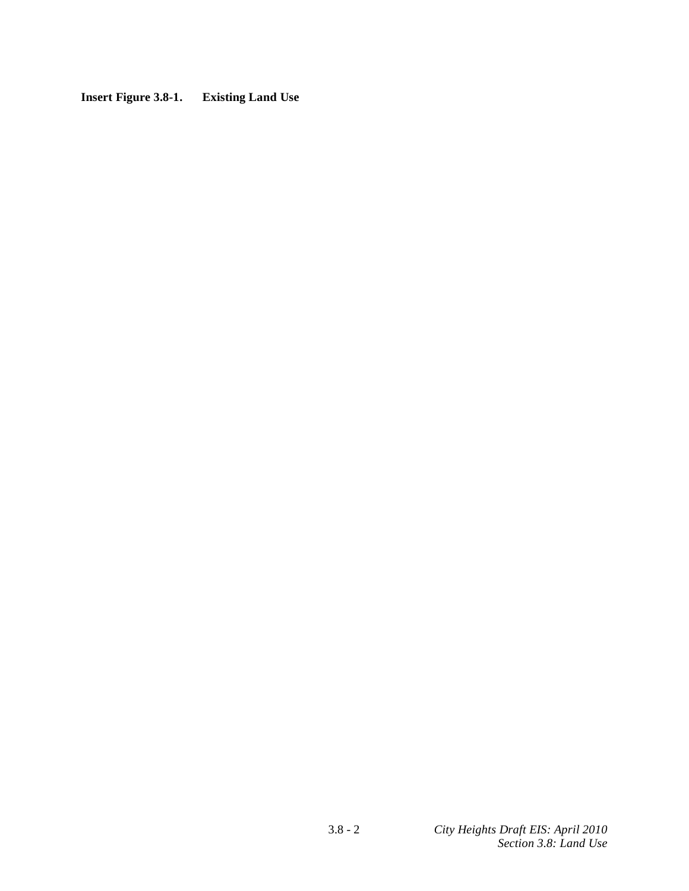**Insert Figure 3.8-1. Existing Land Use**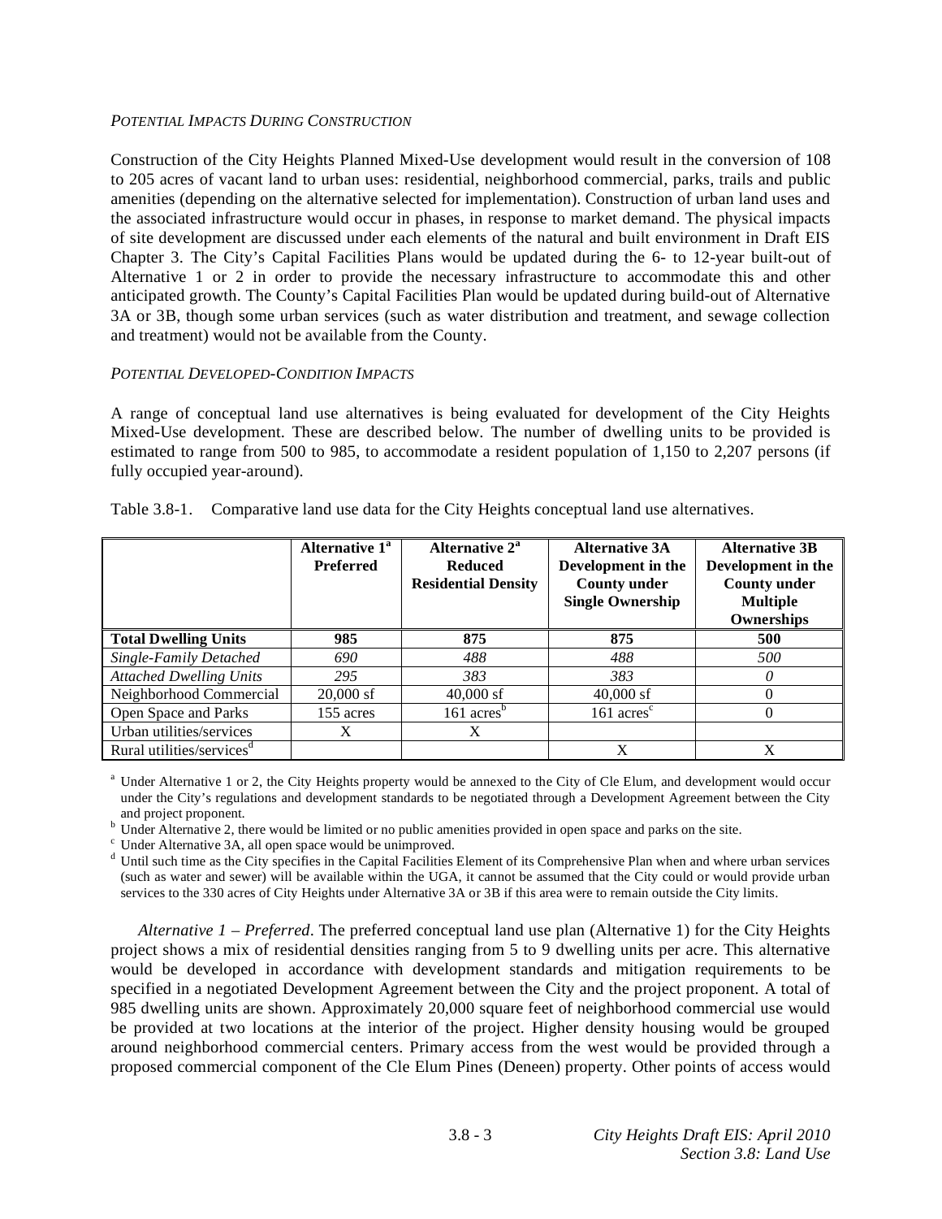*POTENTIAL IMPACTS DURING CONSTRUCTION*

Construction of the City Heights Planned Mixed-Use development would result in the conversion of 108 to 205 acres of vacant land to urban uses: residential, neighborhood commercial, parks, trails and public amenities (depending on the alternative selected for implementation). Construction of urban land uses and the associated infrastructure would occur in phases, in response to market demand. The physical impacts of site development are discussed under each elements of the natural and built environment in Draft EIS Chapter 3. The City's Capital Facilities Plans would be updated during the 6- to 12-year built-out of Alternative 1 or 2 in order to provide the necessary infrastructure to accommodate this and other anticipated growth. The County's Capital Facilities Plan would be updated during build-out of Alternative 3A or 3B, though some urban services (such as water distribution and treatment, and sewage collection and treatment) would not be available from the County.

*POTENTIAL DEVELOPED-CONDITION IMPACTS*

A range of conceptual land use alternatives is being evaluated for development of the City Heights Mixed-Use development. These are described below. The number of dwelling units to be provided is estimated to range from 500 to 985, to accommodate a resident population of 1,150 to 2,207 persons (if fully occupied year-around).

Table 3.8-1. Comparative land use data for the City Heights conceptual land use alternatives.

| | **Alternative 1[a] Preferred** | **Alternative 2[a] Reduced Residential Density** | **Alternative 3A Development in the County under Single Ownership** | **Alternative 3B Development in the County under Multiple Ownerships** |
|---|---|---|---|---|
| **Total Dwelling Units** | **985** | **875** | **875** | **500** |
| *Single-Family Detached* | *690* | *488* | *488* | *500* |
| *Attached Dwelling Units* | *295* | *383* | *383* | *0* |
| Neighborhood Commercial | 20,000 sf | 40,000 sf | 40,000 sf | 0 |
| Open Space and Parks | 155 acres | 161 acres[b] | 161 acres[c] | 0 |
| Urban utilities/services | X | X | | |
| Rural utilities/services[d] | | | X | X |

[a] Under Alternative 1 or 2, the City Heights property would be annexed to the City of Cle Elum, and development would occur under the City's regulations and development standards to be negotiated through a Development Agreement between the City and project proponent.

[b] Under Alternative 2, there would be limited or no public amenities provided in open space and parks on the site.

[c] Under Alternative 3A, all open space would be unimproved.

[d] Until such time as the City specifies in the Capital Facilities Element of its Comprehensive Plan when and where urban services (such as water and sewer) will be available within the UGA, it cannot be assumed that the City could or would provide urban services to the 330 acres of City Heights under Alternative 3A or 3B if this area were to remain outside the City limits.

*Alternative 1 – Preferred*. The preferred conceptual land use plan (Alternative 1) for the City Heights project shows a mix of residential densities ranging from 5 to 9 dwelling units per acre. This alternative would be developed in accordance with development standards and mitigation requirements to be specified in a negotiated Development Agreement between the City and the project proponent. A total of 985 dwelling units are shown. Approximately 20,000 square feet of neighborhood commercial use would be provided at two locations at the interior of the project. Higher density housing would be grouped around neighborhood commercial centers. Primary access from the west would be provided through a proposed commercial component of the Cle Elum Pines (Deneen) property. Other points of access would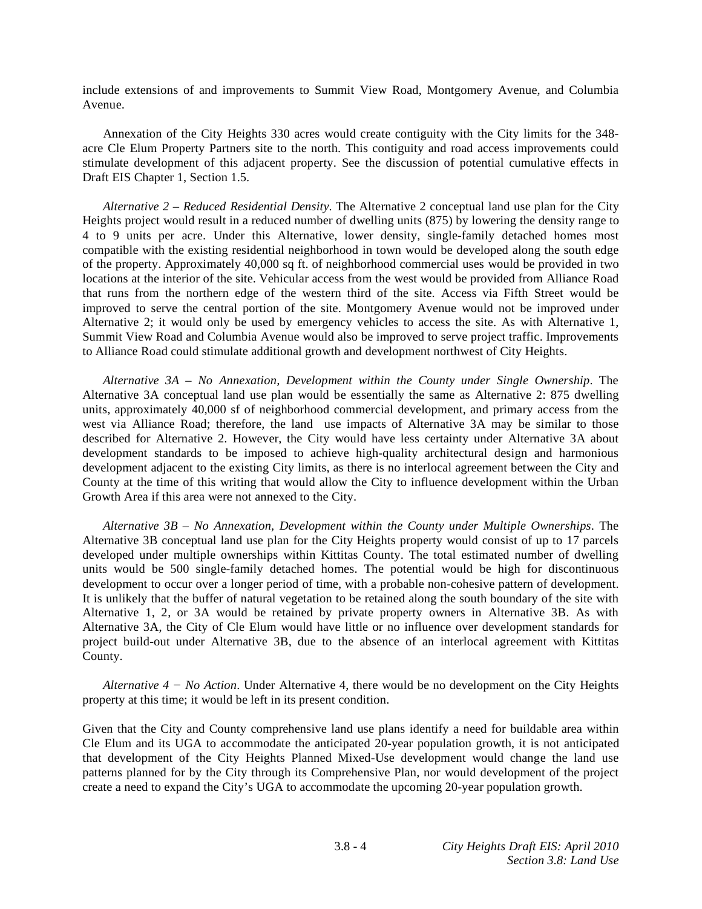include extensions of and improvements to Summit View Road, Montgomery Avenue, and Columbia Avenue.

Annexation of the City Heights 330 acres would create contiguity with the City limits for the 348-acre Cle Elum Property Partners site to the north. This contiguity and road access improvements could stimulate development of this adjacent property. See the discussion of potential cumulative effects in Draft EIS Chapter 1, Section 1.5.

*Alternative 2 – Reduced Residential Density*. The Alternative 2 conceptual land use plan for the City Heights project would result in a reduced number of dwelling units (875) by lowering the density range to 4 to 9 units per acre. Under this Alternative, lower density, single-family detached homes most compatible with the existing residential neighborhood in town would be developed along the south edge of the property. Approximately 40,000 sq ft. of neighborhood commercial uses would be provided in two locations at the interior of the site. Vehicular access from the west would be provided from Alliance Road that runs from the northern edge of the western third of the site. Access via Fifth Street would be improved to serve the central portion of the site. Montgomery Avenue would not be improved under Alternative 2; it would only be used by emergency vehicles to access the site. As with Alternative 1, Summit View Road and Columbia Avenue would also be improved to serve project traffic. Improvements to Alliance Road could stimulate additional growth and development northwest of City Heights.

*Alternative 3A – No Annexation, Development within the County under Single Ownership*. The Alternative 3A conceptual land use plan would be essentially the same as Alternative 2: 875 dwelling units, approximately 40,000 sf of neighborhood commercial development, and primary access from the west via Alliance Road; therefore, the land use impacts of Alternative 3A may be similar to those described for Alternative 2. However, the City would have less certainty under Alternative 3A about development standards to be imposed to achieve high-quality architectural design and harmonious development adjacent to the existing City limits, as there is no interlocal agreement between the City and County at the time of this writing that would allow the City to influence development within the Urban Growth Area if this area were not annexed to the City.

*Alternative 3B – No Annexation, Development within the County under Multiple Ownerships*. The Alternative 3B conceptual land use plan for the City Heights property would consist of up to 17 parcels developed under multiple ownerships within Kittitas County. The total estimated number of dwelling units would be 500 single-family detached homes. The potential would be high for discontinuous development to occur over a longer period of time, with a probable non-cohesive pattern of development. It is unlikely that the buffer of natural vegetation to be retained along the south boundary of the site with Alternative 1, 2, or 3A would be retained by private property owners in Alternative 3B. As with Alternative 3A, the City of Cle Elum would have little or no influence over development standards for project build-out under Alternative 3B, due to the absence of an interlocal agreement with Kittitas County.

*Alternative 4 − No Action*. Under Alternative 4, there would be no development on the City Heights property at this time; it would be left in its present condition.

Given that the City and County comprehensive land use plans identify a need for buildable area within Cle Elum and its UGA to accommodate the anticipated 20-year population growth, it is not anticipated that development of the City Heights Planned Mixed-Use development would change the land use patterns planned for by the City through its Comprehensive Plan, nor would development of the project create a need to expand the City's UGA to accommodate the upcoming 20-year population growth.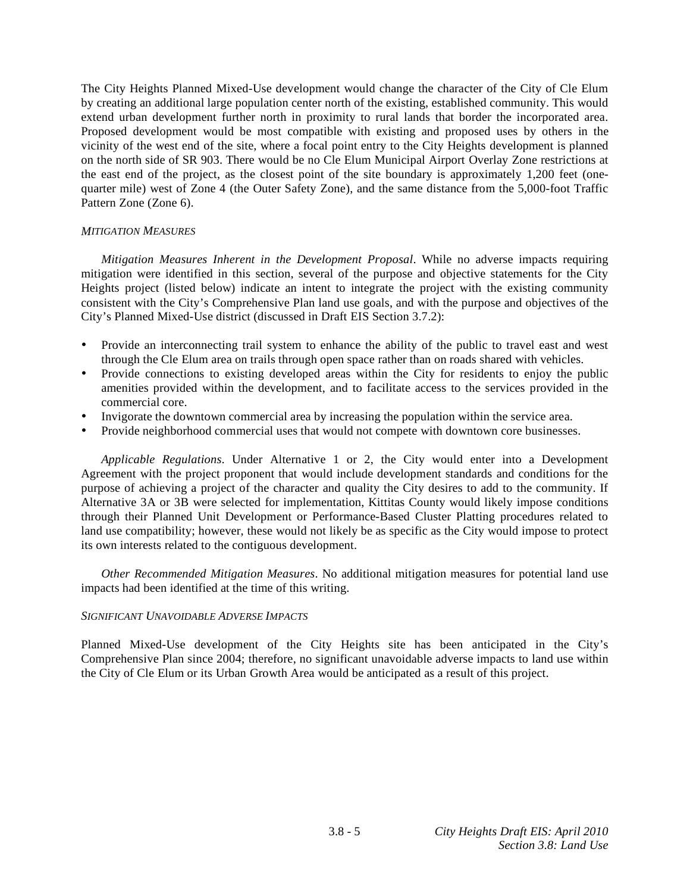The City Heights Planned Mixed-Use development would change the character of the City of Cle Elum by creating an additional large population center north of the existing, established community. This would extend urban development further north in proximity to rural lands that border the incorporated area. Proposed development would be most compatible with existing and proposed uses by others in the vicinity of the west end of the site, where a focal point entry to the City Heights development is planned on the north side of SR 903. There would be no Cle Elum Municipal Airport Overlay Zone restrictions at the east end of the project, as the closest point of the site boundary is approximately 1,200 feet (one-quarter mile) west of Zone 4 (the Outer Safety Zone), and the same distance from the 5,000-foot Traffic Pattern Zone (Zone 6).

#### *MITIGATION MEASURES*

*Mitigation Measures Inherent in the Development Proposal*. While no adverse impacts requiring mitigation were identified in this section, several of the purpose and objective statements for the City Heights project (listed below) indicate an intent to integrate the project with the existing community consistent with the City's Comprehensive Plan land use goals, and with the purpose and objectives of the City's Planned Mixed-Use district (discussed in Draft EIS Section 3.7.2):

- Provide an interconnecting trail system to enhance the ability of the public to travel east and west through the Cle Elum area on trails through open space rather than on roads shared with vehicles.
- Provide connections to existing developed areas within the City for residents to enjoy the public amenities provided within the development, and to facilitate access to the services provided in the commercial core.
- Invigorate the downtown commercial area by increasing the population within the service area.
- Provide neighborhood commercial uses that would not compete with downtown core businesses.

*Applicable Regulations*. Under Alternative 1 or 2, the City would enter into a Development Agreement with the project proponent that would include development standards and conditions for the purpose of achieving a project of the character and quality the City desires to add to the community. If Alternative 3A or 3B were selected for implementation, Kittitas County would likely impose conditions through their Planned Unit Development or Performance-Based Cluster Platting procedures related to land use compatibility; however, these would not likely be as specific as the City would impose to protect its own interests related to the contiguous development.

*Other Recommended Mitigation Measures*. No additional mitigation measures for potential land use impacts had been identified at the time of this writing.

#### *SIGNIFICANT UNAVOIDABLE ADVERSE IMPACTS*

Planned Mixed-Use development of the City Heights site has been anticipated in the City's Comprehensive Plan since 2004; therefore, no significant unavoidable adverse impacts to land use within the City of Cle Elum or its Urban Growth Area would be anticipated as a result of this project.